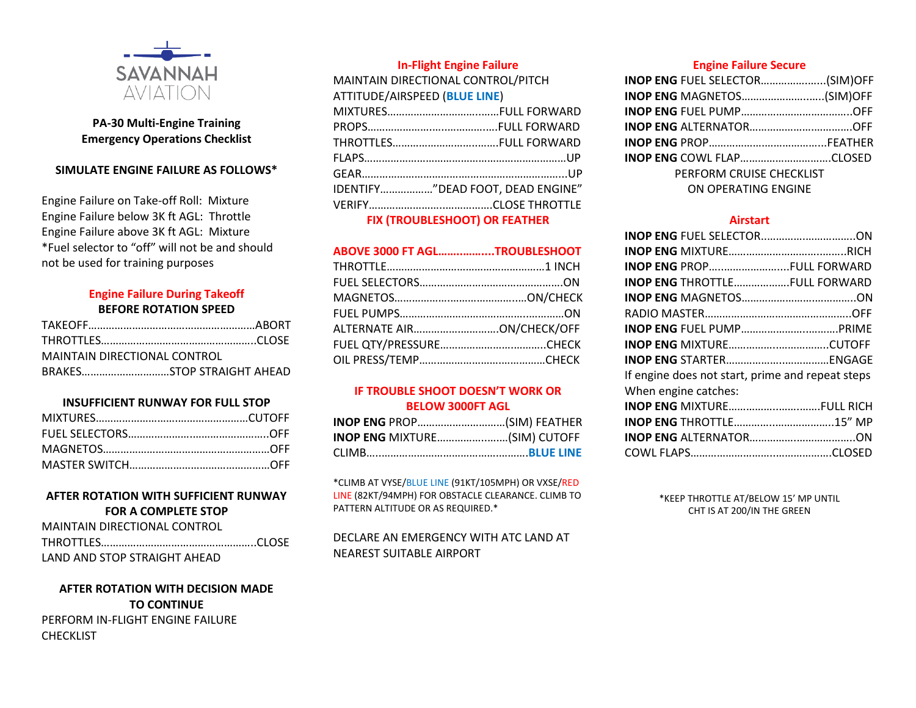SAVANNAH AVIATION

**PA-30 Multi-Engine Training**
**Emergency Operations Checklist**

**SIMULATE ENGINE FAILURE AS FOLLOWS***

Engine Failure on Take-off Roll: Mixture
Engine Failure below 3K ft AGL: Throttle
Engine Failure above 3K ft AGL: Mixture
*Fuel selector to "off" will not be and should not be used for training purposes

## Engine Failure During Takeoff

**BEFORE ROTATION SPEED**

TAKEOFF……………………………………………………ABORT
THROTTLES……………………………………………..CLOSE
MAINTAIN DIRECTIONAL CONTROL
BRAKES…………………………STOP STRAIGHT AHEAD

**INSUFFICIENT RUNWAY FOR FULL STOP**

MIXTURES……………………………………………CUTOFF
FUEL SELECTORS………………………………………..OFF
MAGNETOS…………………………………………………OFF
MASTER SWITCH…………………………………………OFF

**AFTER ROTATION WITH SUFFICIENT RUNWAY FOR A COMPLETE STOP**

MAINTAIN DIRECTIONAL CONTROL
THROTTLES……………………………………………..CLOSE
LAND AND STOP STRAIGHT AHEAD

**AFTER ROTATION WITH DECISION MADE TO CONTINUE**

PERFORM IN-FLIGHT ENGINE FAILURE CHECKLIST

## In-Flight Engine Failure

MAINTAIN DIRECTIONAL CONTROL/PITCH ATTITUDE/AIRSPEED (**BLUE LINE**)
MIXTURES………………………………FULL FORWARD
PROPS……………………………………FULL FORWARD
THROTTLES……………………………FULL FORWARD
FLAPS…………………………………………………………UP
GEAR…………………………………………………………..UP
IDENTIFY………………"DEAD FOOT, DEAD ENGINE"
VERIFY……………………………………CLOSE THROTTLE

**FIX (TROUBLESHOOT) OR FEATHER**

**ABOVE 3000 FT AGL……………...TROUBLESHOOT**

THROTTLE…………………………………………….1 INCH
FUEL SELECTORS…………………………………………ON
MAGNETOS………………………………………ON/CHECK
FUEL PUMPS…………………………………………………ON
ALTERNATE AIR…………………………ON/CHECK/OFF
FUEL QTY/PRESSURE……………………………..CHECK
OIL PRESS/TEMP…………………………………….CHECK

**IF TROUBLE SHOOT DOESN'T WORK OR BELOW 3000FT AGL**

**INOP ENG** PROP…………………………(SIM) FEATHER
**INOP ENG** MIXTURE……………………(SIM) CUTOFF
CLIMB………………………………………………**BLUE LINE**

*CLIMB AT VYSE/BLUE LINE (91KT/105MPH) OR VXSE/RED LINE (82KT/94MPH) FOR OBSTACLE CLEARANCE. CLIMB TO PATTERN ALTITUDE OR AS REQUIRED.*

DECLARE AN EMERGENCY WITH ATC LAND AT NEAREST SUITABLE AIRPORT

## Engine Failure Secure

**INOP ENG** FUEL SELECTOR…………………(SIM)OFF
**INOP ENG** MAGNETOS………………………(SIM)OFF
**INOP ENG** FUEL PUMP………………………………OFF
**INOP ENG** ALTERNATOR……………………………OFF
**INOP ENG** PROP…………………………………FEATHER
**INOP ENG** COWL FLAP………………………CLOSED
PERFORM CRUISE CHECKLIST ON OPERATING ENGINE

## Airstart

**INOP ENG** FUEL SELECTOR…………………………ON
**INOP ENG** MIXTURE………………………………RICH
**INOP ENG** PROP……………………..FULL FORWARD
**INOP ENG** THROTTLE………………FULL FORWARD
**INOP ENG** MAGNETOS……………………………...ON
RADIO MASTER…………………………………………OFF
**INOP ENG** FUEL PUMP…………………………PRIME
**INOP ENG** MIXTURE…………………………CUTOFF
**INOP ENG** STARTER…………………………ENGAGE
If engine does not start, prime and repeat steps
When engine catches:
**INOP ENG** MIXTURE…………………………FULL RICH
**INOP ENG** THROTTLE…………………………..15" MP
**INOP ENG** ALTERNATOR……………………………..ON
COWL FLAPS………………………………………CLOSED

*KEEP THROTTLE AT/BELOW 15' MP UNTIL CHT IS AT 200/IN THE GREEN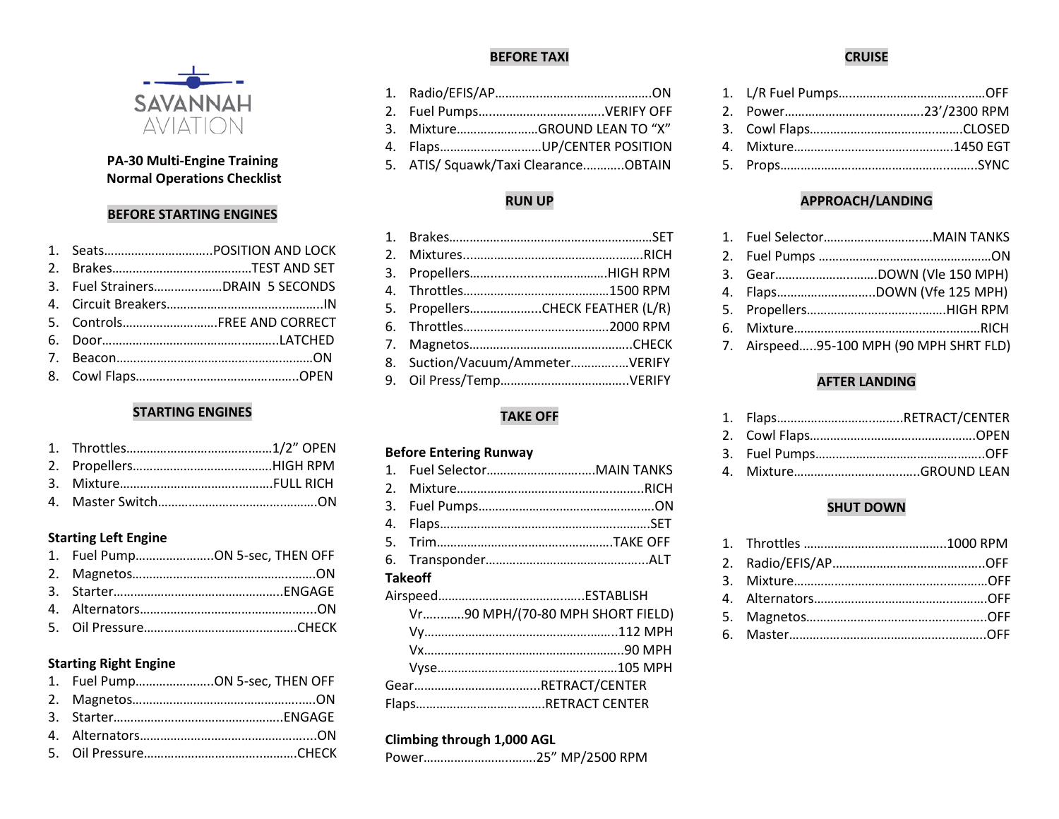SAVANNAH AVIATION

**PA-30 Multi-Engine Training**
**Normal Operations Checklist**

## BEFORE STARTING ENGINES

1. Seats……………………………POSITION AND LOCK
2. Brakes……………………………………TEST AND SET
3. Fuel Strainers………………..DRAIN 5 SECONDS
4. Circuit Breakers………………………………………IN
5. Controls………………………FREE AND CORRECT
6. Door…………………………………………..LATCHED
7. Beacon…………………………………………………ON
8. Cowl Flaps…………………………………………OPEN

## STARTING ENGINES

1. Throttles……………………………………1/2" OPEN
2. Propellers…………………………………HIGH RPM
3. Mixture……………………………………FULL RICH
4. Master Switch……………………………………….ON

**Starting Left Engine**

1. Fuel Pump…………………..ON 5-sec, THEN OFF
2. Magnetos……………………………………………ON
3. Starter……………………………………….ENGAGE
4. Alternators…………………………………………..ON
5. Oil Pressure……………………………………CHECK

**Starting Right Engine**

1. Fuel Pump…………………..ON 5-sec, THEN OFF
2. Magnetos……………………………………………ON
3. Starter……………………………………….ENGAGE
4. Alternators…………………………………………..ON
5. Oil Pressure……………………………………CHECK

## BEFORE TAXI

1. Radio/EFIS/AP…………………………………….ON
2. Fuel Pumps……………………………….VERIFY OFF
3. Mixture…………………..GROUND LEAN TO "X"
4. Flaps………………………..UP/CENTER POSITION
5. ATIS/ Squawk/Taxi Clearance………..OBTAIN

## RUN UP

1. Brakes…………………………………………………SET
2. Mixtures………………………………………………RICH
3. Propellers…………………………………HIGH RPM
4. Throttles……………………………………1500 RPM
5. Propellers………………..CHECK FEATHER (L/R)
6. Throttles……………………………………2000 RPM
7. Magnetos………………………………………….CHECK
8. Suction/Vacuum/Ammeter…………….VERIFY
9. Oil Press/Temp……………………………….VERIFY

## TAKE OFF

**Before Entering Runway**

1. Fuel Selector…………………………..MAIN TANKS
2. Mixture………………………………………………RICH
3. Fuel Pumps…………………………………………..ON
4. Flaps…………………………………………………..SET
5. Trim……………………………………………TAKE OFF
6. Transponder…………………………………………ALT

**Takeoff**

Airspeed…………………………………..ESTABLISH
- Vr………..90 MPH/(70-80 MPH SHORT FIELD)
- Vy…………………………………………………112 MPH
- Vx……………………………………………………90 MPH
- Vyse………………………………………………105 MPH

Gear……………………………….RETRACT/CENTER
Flaps………………………………RETRACT CENTER

**Climbing through 1,000 AGL**

Power…………………………..25" MP/2500 RPM

## CRUISE

1. L/R Fuel Pumps……………………………………OFF
2. Power…………………………………23'/2300 RPM
3. Cowl Flaps……………………………………CLOSED
4. Mixture………………………………………1450 EGT
5. Props………………………………………………SYNC

## APPROACH/LANDING

1. Fuel Selector…………………………..MAIN TANKS
2. Fuel Pumps ……………………………………………ON
3. Gear………………………..DOWN (Vle 150 MPH)
4. Flaps………………………DOWN (Vfe 125 MPH)
5. Propellers…………………………………HIGH RPM
6. Mixture…………………………………………….RICH
7. Airspeed…..95-100 MPH (90 MPH SHRT FLD)

## AFTER LANDING

1. Flaps……………………………….RETRACT/CENTER
2. Cowl Flaps……………………………………….OPEN
3. Fuel Pumps………………………………………..OFF
4. Mixture……………………………….GROUND LEAN

## SHUT DOWN

1. Throttles ……………………………………1000 RPM
2. Radio/EFIS/AP………………………………….OFF
3. Mixture……………………………………………..OFF
4. Alternators………………………………………..OFF
5. Magnetos…………………………………………..OFF
6. Master……………………………………………….OFF